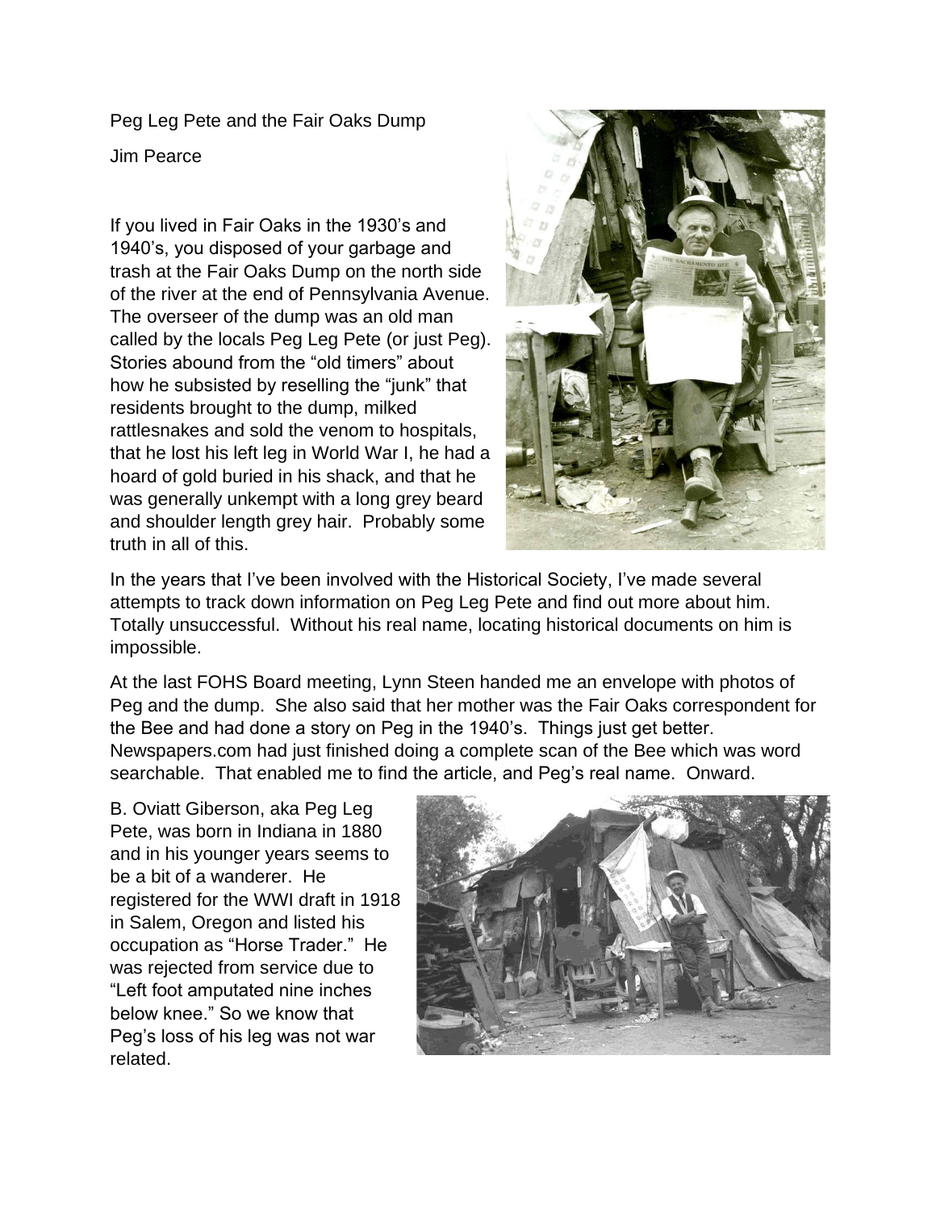Peg Leg Pete and the Fair Oaks Dump

Jim Pearce

If you lived in Fair Oaks in the 1930's and 1940's, you disposed of your garbage and trash at the Fair Oaks Dump on the north side of the river at the end of Pennsylvania Avenue. The overseer of the dump was an old man called by the locals Peg Leg Pete (or just Peg). Stories abound from the "old timers" about how he subsisted by reselling the "junk" that residents brought to the dump, milked rattlesnakes and sold the venom to hospitals, that he lost his left leg in World War I, he had a hoard of gold buried in his shack, and that he was generally unkempt with a long grey beard and shoulder length grey hair. Probably some truth in all of this.

In the years that I've been involved with the Historical Society, I've made several attempts to track down information on Peg Leg Pete and find out more about him. Totally unsuccessful. Without his real name, locating historical documents on him is impossible.

At the last FOHS Board meeting, Lynn Steen handed me an envelope with photos of Peg and the dump. She also said that her mother was the Fair Oaks correspondent for the Bee and had done a story on Peg in the 1940's. Things just get better. Newspapers.com had just finished doing a complete scan of the Bee which was word searchable. That enabled me to find the article, and Peg's real name. Onward.

B. Oviatt Giberson, aka Peg Leg Pete, was born in Indiana in 1880 and in his younger years seems to be a bit of a wanderer. He registered for the WWI draft in 1918 in Salem, Oregon and listed his occupation as "Horse Trader." He was rejected from service due to "Left foot amputated nine inches below knee." So we know that Peg's loss of his leg was not war related.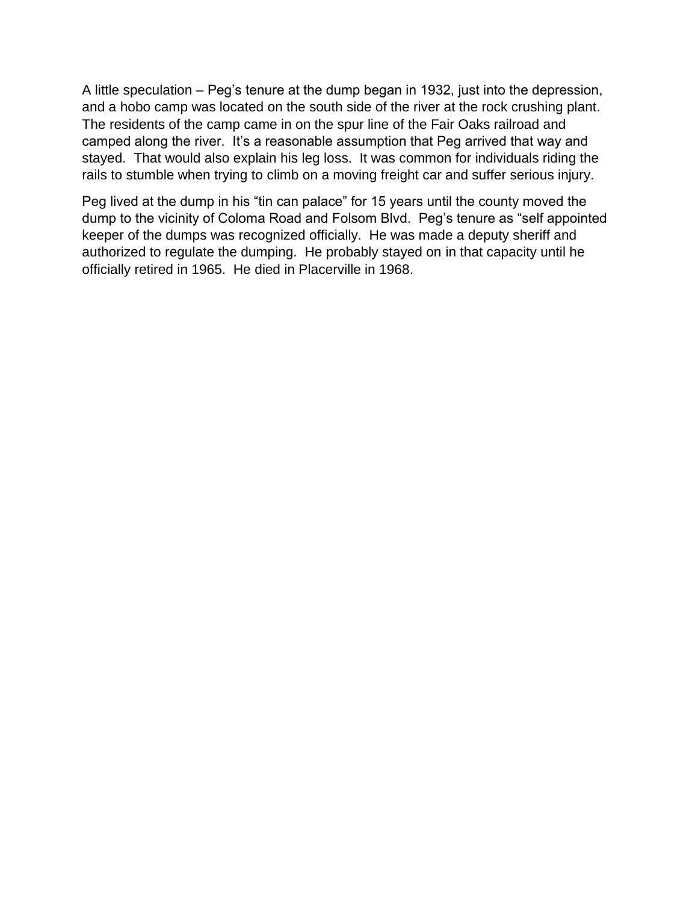A little speculation – Peg's tenure at the dump began in 1932, just into the depression, and a hobo camp was located on the south side of the river at the rock crushing plant. The residents of the camp came in on the spur line of the Fair Oaks railroad and camped along the river. It's a reasonable assumption that Peg arrived that way and stayed. That would also explain his leg loss. It was common for individuals riding the rails to stumble when trying to climb on a moving freight car and suffer serious injury.

Peg lived at the dump in his "tin can palace" for 15 years until the county moved the dump to the vicinity of Coloma Road and Folsom Blvd. Peg's tenure as "self appointed keeper of the dumps was recognized officially. He was made a deputy sheriff and authorized to regulate the dumping. He probably stayed on in that capacity until he officially retired in 1965. He died in Placerville in 1968.